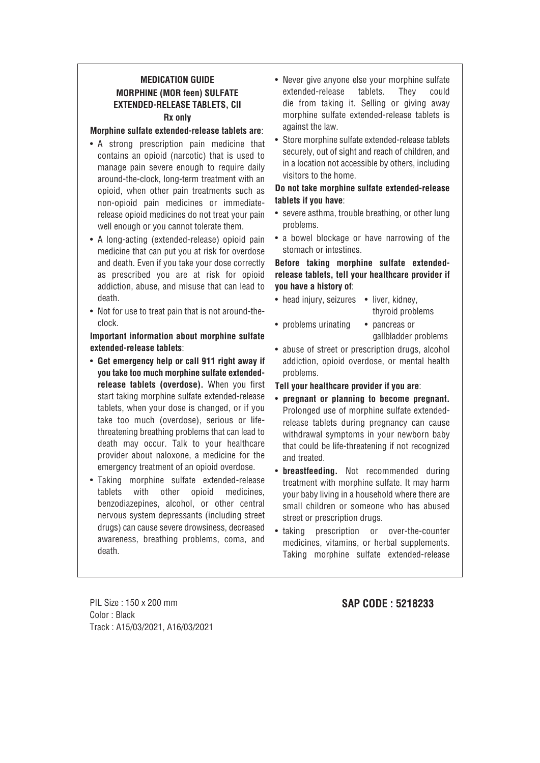# MEDICATION GUIDE
## MORPHINE (MOR feen) SULFATE EXTENDED-RELEASE TABLETS, CII
**Rx only**

**Morphine sulfate extended-release tablets are**:

- A strong prescription pain medicine that contains an opioid (narcotic) that is used to manage pain severe enough to require daily around-the-clock, long-term treatment with an opioid, when other pain treatments such as non-opioid pain medicines or immediate-release opioid medicines do not treat your pain well enough or you cannot tolerate them.
- A long-acting (extended-release) opioid pain medicine that can put you at risk for overdose and death. Even if you take your dose correctly as prescribed you are at risk for opioid addiction, abuse, and misuse that can lead to death.
- Not for use to treat pain that is not around-the-clock.

**Important information about morphine sulfate extended-release tablets**:

- **Get emergency help or call 911 right away if you take too much morphine sulfate extended-release tablets (overdose).** When you first start taking morphine sulfate extended-release tablets, when your dose is changed, or if you take too much (overdose), serious or life-threatening breathing problems that can lead to death may occur. Talk to your healthcare provider about naloxone, a medicine for the emergency treatment of an opioid overdose.
- Taking morphine sulfate extended-release tablets with other opioid medicines, benzodiazepines, alcohol, or other central nervous system depressants (including street drugs) can cause severe drowsiness, decreased awareness, breathing problems, coma, and death.
- Never give anyone else your morphine sulfate extended-release tablets. They could die from taking it. Selling or giving away morphine sulfate extended-release tablets is against the law.
- Store morphine sulfate extended-release tablets securely, out of sight and reach of children, and in a location not accessible by others, including visitors to the home.

**Do not take morphine sulfate extended-release tablets if you have**:

- severe asthma, trouble breathing, or other lung problems.
- a bowel blockage or have narrowing of the stomach or intestines.

**Before taking morphine sulfate extended-release tablets, tell your healthcare provider if you have a history of**:

- head injury, seizures
- liver, kidney, thyroid problems
- problems urinating
- pancreas or gallbladder problems
- abuse of street or prescription drugs, alcohol addiction, opioid overdose, or mental health problems.

**Tell your healthcare provider if you are**:

- **pregnant or planning to become pregnant.** Prolonged use of morphine sulfate extended-release tablets during pregnancy can cause withdrawal symptoms in your newborn baby that could be life-threatening if not recognized and treated.
- **breastfeeding.** Not recommended during treatment with morphine sulfate. It may harm your baby living in a household where there are small children or someone who has abused street or prescription drugs.
- taking prescription or over-the-counter medicines, vitamins, or herbal supplements. Taking morphine sulfate extended-release

PIL Size : 150 x 200 mm
Color : Black
Track : A15/03/2021, A16/03/2021

**SAP CODE : 5218233**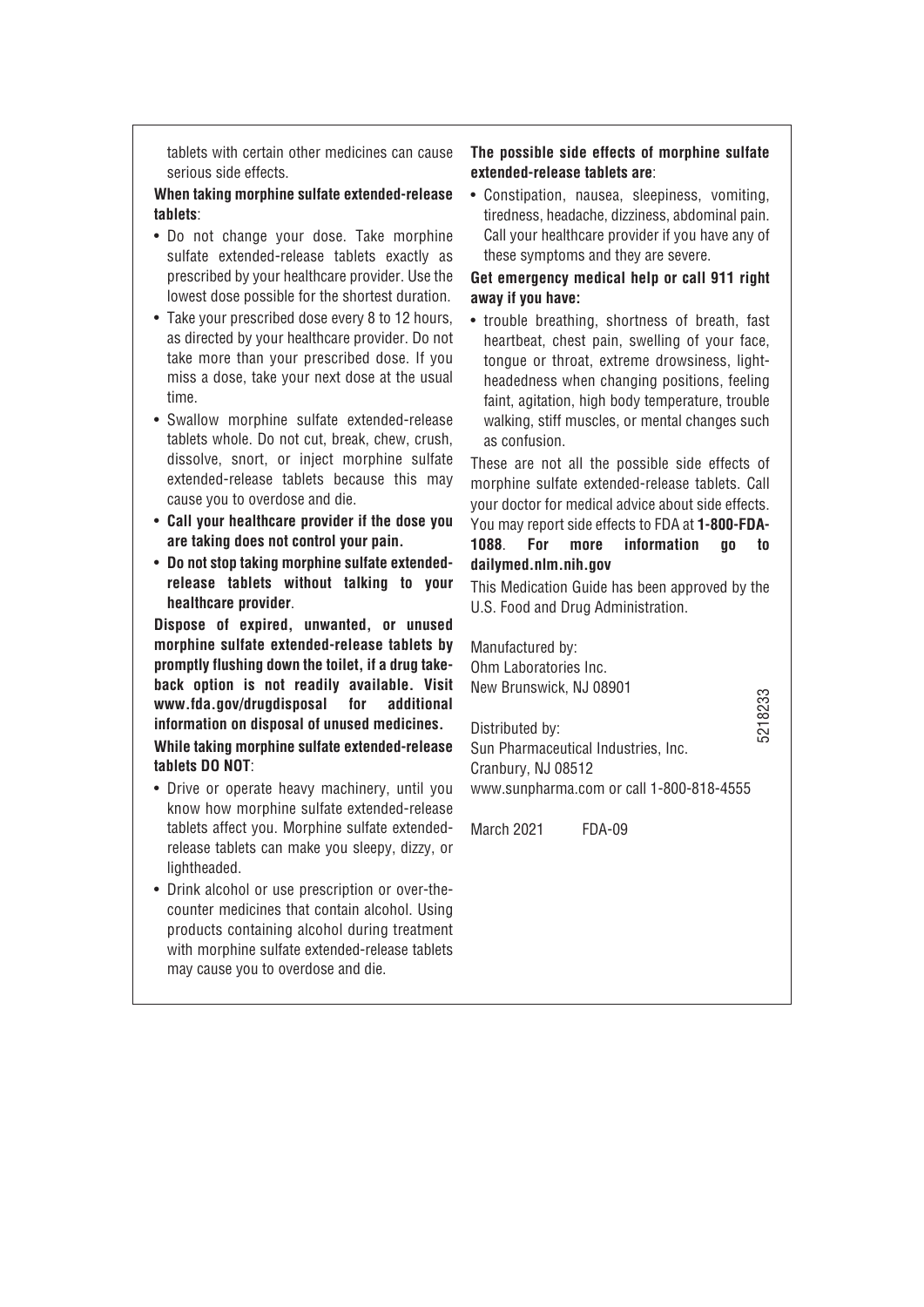tablets with certain other medicines can cause serious side effects.

**When taking morphine sulfate extended-release tablets**:

- Do not change your dose. Take morphine sulfate extended-release tablets exactly as prescribed by your healthcare provider. Use the lowest dose possible for the shortest duration.
- Take your prescribed dose every 8 to 12 hours, as directed by your healthcare provider. Do not take more than your prescribed dose. If you miss a dose, take your next dose at the usual time.
- Swallow morphine sulfate extended-release tablets whole. Do not cut, break, chew, crush, dissolve, snort, or inject morphine sulfate extended-release tablets because this may cause you to overdose and die.
- **Call your healthcare provider if the dose you are taking does not control your pain.**
- **Do not stop taking morphine sulfate extended-release tablets without talking to your healthcare provider**.

**Dispose of expired, unwanted, or unused morphine sulfate extended-release tablets by promptly flushing down the toilet, if a drug take-back option is not readily available. Visit www.fda.gov/drugdisposal for additional information on disposal of unused medicines.**

**While taking morphine sulfate extended-release tablets DO NOT**:

- Drive or operate heavy machinery, until you know how morphine sulfate extended-release tablets affect you. Morphine sulfate extended-release tablets can make you sleepy, dizzy, or lightheaded.
- Drink alcohol or use prescription or over-the-counter medicines that contain alcohol. Using products containing alcohol during treatment with morphine sulfate extended-release tablets may cause you to overdose and die.

**The possible side effects of morphine sulfate extended-release tablets are**:

- Constipation, nausea, sleepiness, vomiting, tiredness, headache, dizziness, abdominal pain. Call your healthcare provider if you have any of these symptoms and they are severe.

**Get emergency medical help or call 911 right away if you have:**

- trouble breathing, shortness of breath, fast heartbeat, chest pain, swelling of your face, tongue or throat, extreme drowsiness, light-headedness when changing positions, feeling faint, agitation, high body temperature, trouble walking, stiff muscles, or mental changes such as confusion.

These are not all the possible side effects of morphine sulfate extended-release tablets. Call your doctor for medical advice about side effects. You may report side effects to FDA at **1-800-FDA-1088**. **For more information go to dailymed.nlm.nih.gov**

This Medication Guide has been approved by the U.S. Food and Drug Administration.

Manufactured by:
Ohm Laboratories Inc.
New Brunswick, NJ 08901

Distributed by:
Sun Pharmaceutical Industries, Inc.
Cranbury, NJ 08512
www.sunpharma.com or call 1-800-818-4555

March 2021 FDA-09

5218233